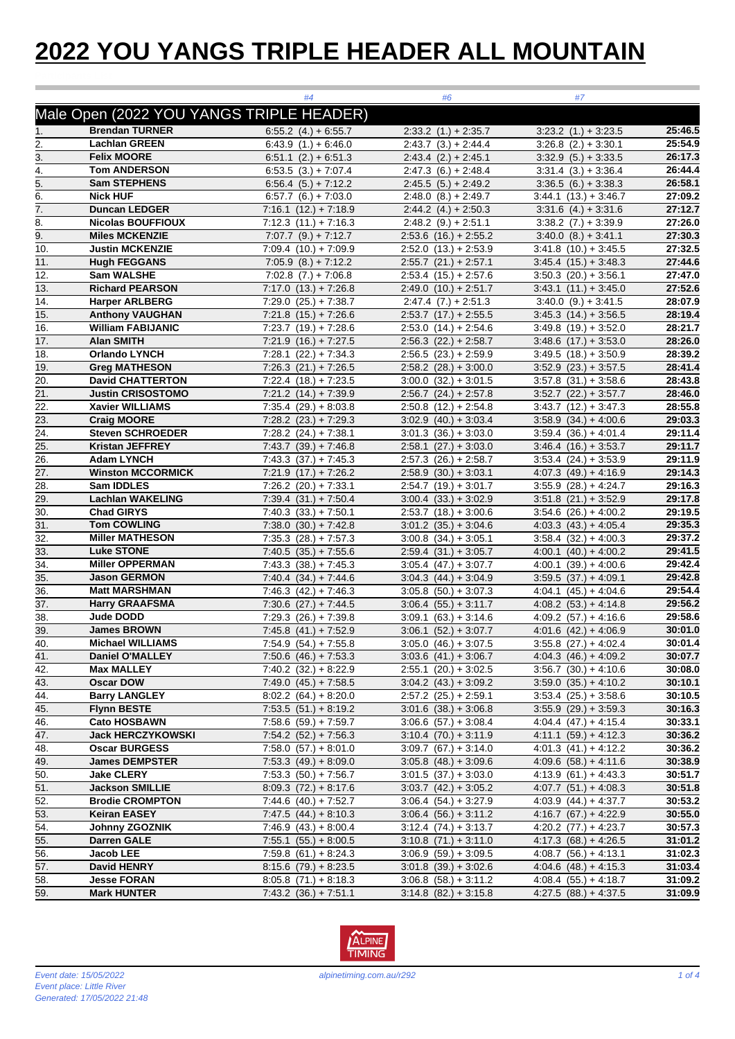# 2022 YOU YANGS TRIPLE HEADER ALL MOUNTAIN

## Male Open (2022 YOU YANGS TRIPLE HEADER)

| | | #4 | #6 | #7 | |
|---|---|---|---|---|---|
| 1. | **Brendan TURNER** | 6:55.2 (4.) + 6:55.7 | 2:33.2 (1.) + 2:35.7 | 3:23.2 (1.) + 3:23.5 | **25:46.5** |
| 2. | **Lachlan GREEN** | 6:43.9 (1.) + 6:46.0 | 2:43.7 (3.) + 2:44.4 | 3:26.8 (2.) + 3:30.1 | **25:54.9** |
| 3. | **Felix MOORE** | 6:51.1 (2.) + 6:51.3 | 2:43.4 (2.) + 2:45.1 | 3:32.9 (5.) + 3:33.5 | **26:17.3** |
| 4. | **Tom ANDERSON** | 6:53.5 (3.) + 7:07.4 | 2:47.3 (6.) + 2:48.4 | 3:31.4 (3.) + 3:36.4 | **26:44.4** |
| 5. | **Sam STEPHENS** | 6:56.4 (5.) + 7:12.2 | 2:45.5 (5.) + 2:49.2 | 3:36.5 (6.) + 3:38.3 | **26:58.1** |
| 6. | **Nick HUF** | 6:57.7 (6.) + 7:03.0 | 2:48.0 (8.) + 2:49.7 | 3:44.1 (13.) + 3:46.7 | **27:09.2** |
| 7. | **Duncan LEDGER** | 7:16.1 (12.) + 7:18.9 | 2:44.2 (4.) + 2:50.3 | 3:31.6 (4.) + 3:31.6 | **27:12.7** |
| 8. | **Nicolas BOUFFIOUX** | 7:12.3 (11.) + 7:16.3 | 2:48.2 (9.) + 2:51.1 | 3:38.2 (7.) + 3:39.9 | **27:26.0** |
| 9. | **Miles MCKENZIE** | 7:07.7 (9.) + 7:12.7 | 2:53.6 (16.) + 2:55.2 | 3:40.0 (8.) + 3:41.1 | **27:30.3** |
| 10. | **Justin MCKENZIE** | 7:09.4 (10.) + 7:09.9 | 2:52.0 (13.) + 2:53.9 | 3:41.8 (10.) + 3:45.5 | **27:32.5** |
| 11. | **Hugh FEGGANS** | 7:05.9 (8.) + 7:12.2 | 2:55.7 (21.) + 2:57.1 | 3:45.4 (15.) + 3:48.3 | **27:44.6** |
| 12. | **Sam WALSHE** | 7:02.8 (7.) + 7:06.8 | 2:53.4 (15.) + 2:57.6 | 3:50.3 (20.) + 3:56.1 | **27:47.0** |
| 13. | **Richard PEARSON** | 7:17.0 (13.) + 7:26.8 | 2:49.0 (10.) + 2:51.7 | 3:43.1 (11.) + 3:45.0 | **27:52.6** |
| 14. | **Harper ARLBERG** | 7:29.0 (25.) + 7:38.7 | 2:47.4 (7.) + 2:51.3 | 3:40.0 (9.) + 3:41.5 | **28:07.9** |
| 15. | **Anthony VAUGHAN** | 7:21.8 (15.) + 7:26.6 | 2:53.7 (17.) + 2:55.5 | 3:45.3 (14.) + 3:56.5 | **28:19.4** |
| 16. | **William FABIJANIC** | 7:23.7 (19.) + 7:28.6 | 2:53.0 (14.) + 2:54.6 | 3:49.8 (19.) + 3:52.0 | **28:21.7** |
| 17. | **Alan SMITH** | 7:21.9 (16.) + 7:27.5 | 2:56.3 (22.) + 2:58.7 | 3:48.6 (17.) + 3:53.0 | **28:26.0** |
| 18. | **Orlando LYNCH** | 7:28.1 (22.) + 7:34.3 | 2:56.5 (23.) + 2:59.9 | 3:49.5 (18.) + 3:50.9 | **28:39.2** |
| 19. | **Greg MATHESON** | 7:26.3 (21.) + 7:26.5 | 2:58.2 (28.) + 3:00.0 | 3:52.9 (23.) + 3:57.5 | **28:41.4** |
| 20. | **David CHATTERTON** | 7:22.4 (18.) + 7:23.5 | 3:00.0 (32.) + 3:01.5 | 3:57.8 (31.) + 3:58.6 | **28:43.8** |
| 21. | **Justin CRISOSTOMO** | 7:21.2 (14.) + 7:39.9 | 2:56.7 (24.) + 2:57.8 | 3:52.7 (22.) + 3:57.7 | **28:46.0** |
| 22. | **Xavier WILLIAMS** | 7:35.4 (29.) + 8:03.8 | 2:50.8 (12.) + 2:54.8 | 3:43.7 (12.) + 3:47.3 | **28:55.8** |
| 23. | **Craig MOORE** | 7:28.2 (23.) + 7:29.3 | 3:02.9 (40.) + 3:03.4 | 3:58.9 (34.) + 4:00.6 | **29:03.3** |
| 24. | **Steven SCHROEDER** | 7:28.2 (24.) + 7:38.1 | 3:01.3 (36.) + 3:03.0 | 3:59.4 (36.) + 4:01.4 | **29:11.4** |
| 25. | **Kristan JEFFREY** | 7:43.7 (39.) + 7:46.8 | 2:58.1 (27.) + 3:03.0 | 3:46.4 (16.) + 3:53.7 | **29:11.7** |
| 26. | **Adam LYNCH** | 7:43.3 (37.) + 7:45.3 | 2:57.3 (26.) + 2:58.7 | 3:53.4 (24.) + 3:53.9 | **29:11.9** |
| 27. | **Winston MCCORMICK** | 7:21.9 (17.) + 7:26.2 | 2:58.9 (30.) + 3:03.1 | 4:07.3 (49.) + 4:16.9 | **29:14.3** |
| 28. | **Sam IDDLES** | 7:26.2 (20.) + 7:33.1 | 2:54.7 (19.) + 3:01.7 | 3:55.9 (28.) + 4:24.7 | **29:16.3** |
| 29. | **Lachlan WAKELING** | 7:39.4 (31.) + 7:50.4 | 3:00.4 (33.) + 3:02.9 | 3:51.8 (21.) + 3:52.9 | **29:17.8** |
| 30. | **Chad GIRYS** | 7:40.3 (33.) + 7:50.1 | 2:53.7 (18.) + 3:00.6 | 3:54.6 (26.) + 4:00.2 | **29:19.5** |
| 31. | **Tom COWLING** | 7:38.0 (30.) + 7:42.8 | 3:01.2 (35.) + 3:04.6 | 4:03.3 (43.) + 4:05.4 | **29:35.3** |
| 32. | **Miller MATHESON** | 7:35.3 (28.) + 7:57.3 | 3:00.8 (34.) + 3:05.1 | 3:58.4 (32.) + 4:00.3 | **29:37.2** |
| 33. | **Luke STONE** | 7:40.5 (35.) + 7:55.6 | 2:59.4 (31.) + 3:05.7 | 4:00.1 (40.) + 4:00.2 | **29:41.5** |
| 34. | **Miller OPPERMAN** | 7:43.3 (38.) + 7:45.3 | 3:05.4 (47.) + 3:07.7 | 4:00.1 (39.) + 4:00.6 | **29:42.4** |
| 35. | **Jason GERMON** | 7:40.4 (34.) + 7:44.6 | 3:04.3 (44.) + 3:04.9 | 3:59.5 (37.) + 4:09.1 | **29:42.8** |
| 36. | **Matt MARSHMAN** | 7:46.3 (42.) + 7:46.3 | 3:05.8 (50.) + 3:07.3 | 4:04.1 (45.) + 4:04.6 | **29:54.4** |
| 37. | **Harry GRAAFSMA** | 7:30.6 (27.) + 7:44.5 | 3:06.4 (55.) + 3:11.7 | 4:08.2 (53.) + 4:14.8 | **29:56.2** |
| 38. | **Jude DODD** | 7:29.3 (26.) + 7:39.8 | 3:09.1 (63.) + 3:14.6 | 4:09.2 (57.) + 4:16.6 | **29:58.6** |
| 39. | **James BROWN** | 7:45.8 (41.) + 7:52.9 | 3:06.1 (52.) + 3:07.7 | 4:01.6 (42.) + 4:06.9 | **30:01.0** |
| 40. | **Michael WILLIAMS** | 7:54.9 (54.) + 7:55.8 | 3:05.0 (46.) + 3:07.5 | 3:55.8 (27.) + 4:02.4 | **30:01.4** |
| 41. | **Daniel O'MALLEY** | 7:50.6 (46.) + 7:53.3 | 3:03.6 (41.) + 3:06.7 | 4:04.3 (46.) + 4:09.2 | **30:07.7** |
| 42. | **Max MALLEY** | 7:40.2 (32.) + 8:22.9 | 2:55.1 (20.) + 3:02.5 | 3:56.7 (30.) + 4:10.6 | **30:08.0** |
| 43. | **Oscar DOW** | 7:49.0 (45.) + 7:58.5 | 3:04.2 (43.) + 3:09.2 | 3:59.0 (35.) + 4:10.2 | **30:10.1** |
| 44. | **Barry LANGLEY** | 8:02.2 (64.) + 8:20.0 | 2:57.2 (25.) + 2:59.1 | 3:53.4 (25.) + 3:58.6 | **30:10.5** |
| 45. | **Flynn BESTE** | 7:53.5 (51.) + 8:19.2 | 3:01.6 (38.) + 3:06.8 | 3:55.9 (29.) + 3:59.3 | **30:16.3** |
| 46. | **Cato HOSBAWN** | 7:58.6 (59.) + 7:59.7 | 3:06.6 (57.) + 3:08.4 | 4:04.4 (47.) + 4:15.4 | **30:33.1** |
| 47. | **Jack HERCZYKOWSKI** | 7:54.2 (52.) + 7:56.3 | 3:10.4 (70.) + 3:11.9 | 4:11.1 (59.) + 4:12.3 | **30:36.2** |
| 48. | **Oscar BURGESS** | 7:58.0 (57.) + 8:01.0 | 3:09.7 (67.) + 3:14.0 | 4:01.3 (41.) + 4:12.2 | **30:36.2** |
| 49. | **James DEMPSTER** | 7:53.3 (49.) + 8:09.0 | 3:05.8 (48.) + 3:09.6 | 4:09.6 (58.) + 4:11.6 | **30:38.9** |
| 50. | **Jake CLERY** | 7:53.3 (50.) + 7:56.7 | 3:01.5 (37.) + 3:03.0 | 4:13.9 (61.) + 4:43.3 | **30:51.7** |
| 51. | **Jackson SMILLIE** | 8:09.3 (72.) + 8:17.6 | 3:03.7 (42.) + 3:05.2 | 4:07.7 (51.) + 4:08.3 | **30:51.8** |
| 52. | **Brodie CROMPTON** | 7:44.6 (40.) + 7:52.7 | 3:06.4 (54.) + 3:27.9 | 4:03.9 (44.) + 4:37.5 | **30:53.2** |
| 53. | **Keiran EASEY** | 7:47.5 (44.) + 8:10.3 | 3:06.4 (56.) + 3:11.2 | 4:16.7 (67.) + 4:22.9 | **30:55.0** |
| 54. | **Johnny ZGOZNIK** | 7:46.9 (43.) + 8:00.4 | 3:12.4 (74.) + 3:13.7 | 4:20.2 (77.) + 4:23.7 | **30:57.3** |
| 55. | **Darren GALE** | 7:55.1 (55.) + 8:00.5 | 3:10.8 (71.) + 3:11.0 | 4:17.3 (68.) + 4:26.5 | **31:01.2** |
| 56. | **Jacob LEE** | 7:59.8 (61.) + 8:24.3 | 3:06.9 (59.) + 3:09.5 | 4:08.7 (56.) + 4:13.1 | **31:02.3** |
| 57. | **David HENRY** | 8:15.6 (79.) + 8:23.5 | 3:01.8 (39.) + 3:02.6 | 4:04.6 (48.) + 4:15.3 | **31:03.4** |
| 58. | **Jesse FORAN** | 8:05.8 (71.) + 8:18.3 | 3:06.8 (58.) + 3:11.2 | 4:08.4 (55.) + 4:18.7 | **31:09.2** |
| 59. | **Mark HUNTER** | 7:43.2 (36.) + 7:51.1 | 3:14.8 (82.) + 3:15.8 | 4:27.5 (88.) + 4:37.5 | **31:09.9** |

*Event date: 15/05/2022*
*Event place: Little River*
*Generated: 17/05/2022 21:48*

alpinetiming.com.au/r292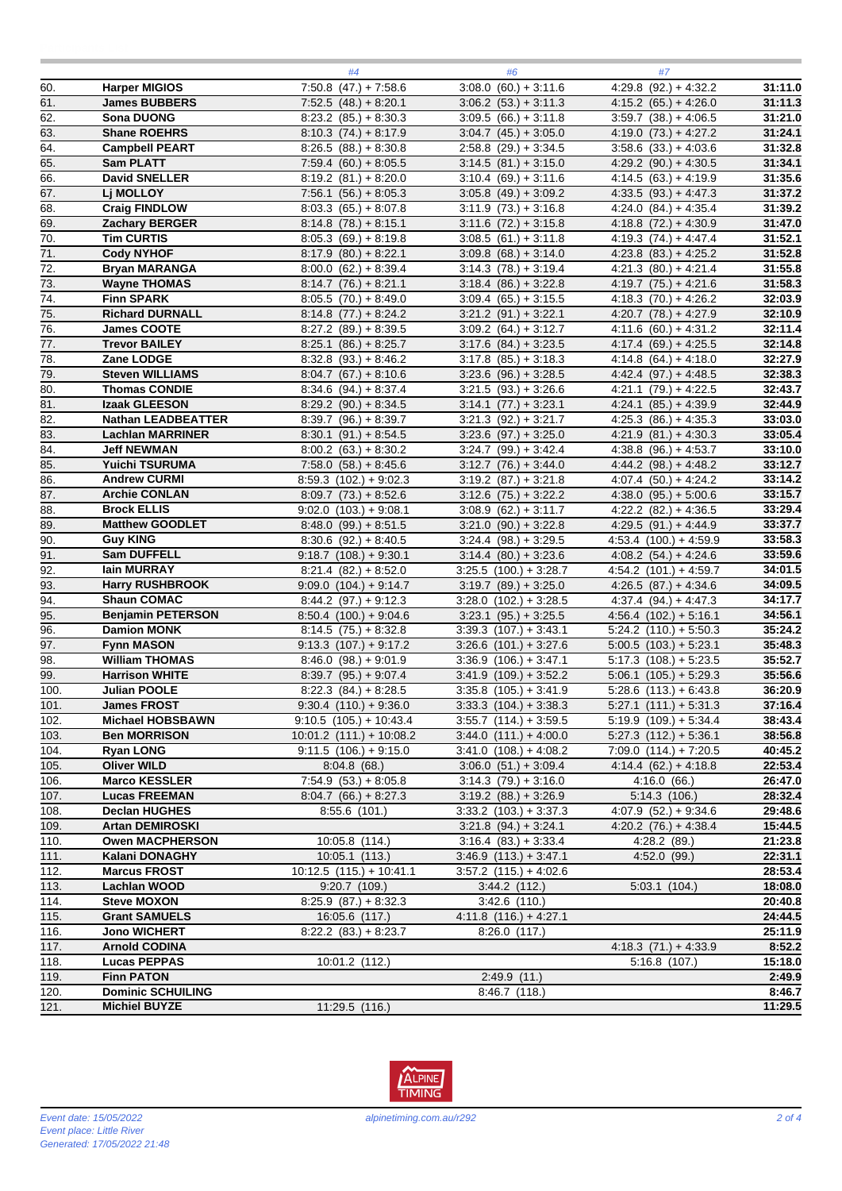|  |  | #4 | #6 | #7 |  |
|---|---|---|---|---|---|
| 60. | **Harper MIGIOS** | 7:50.8 (47.) + 7:58.6 | 3:08.0 (60.) + 3:11.6 | 4:29.8 (92.) + 4:32.2 | **31:11.0** |
| 61. | **James BUBBERS** | 7:52.5 (48.) + 8:20.1 | 3:06.2 (53.) + 3:11.3 | 4:15.2 (65.) + 4:26.0 | **31:11.3** |
| 62. | **Sona DUONG** | 8:23.2 (85.) + 8:30.3 | 3:09.5 (66.) + 3:11.8 | 3:59.7 (38.) + 4:06.5 | **31:21.0** |
| 63. | **Shane ROEHRS** | 8:10.3 (74.) + 8:17.9 | 3:04.7 (45.) + 3:05.0 | 4:19.0 (73.) + 4:27.2 | **31:24.1** |
| 64. | **Campbell PEART** | 8:26.5 (88.) + 8:30.8 | 2:58.8 (29.) + 3:34.5 | 3:58.6 (33.) + 4:03.6 | **31:32.8** |
| 65. | **Sam PLATT** | 7:59.4 (60.) + 8:05.5 | 3:14.5 (81.) + 3:15.0 | 4:29.2 (90.) + 4:30.5 | **31:34.1** |
| 66. | **David SNELLER** | 8:19.2 (81.) + 8:20.0 | 3:10.4 (69.) + 3:11.6 | 4:14.5 (63.) + 4:19.9 | **31:35.6** |
| 67. | **Lj MOLLOY** | 7:56.1 (56.) + 8:05.3 | 3:05.8 (49.) + 3:09.2 | 4:33.5 (93.) + 4:47.3 | **31:37.2** |
| 68. | **Craig FINDLOW** | 8:03.3 (65.) + 8:07.8 | 3:11.9 (73.) + 3:16.8 | 4:24.0 (84.) + 4:35.4 | **31:39.2** |
| 69. | **Zachary BERGER** | 8:14.8 (78.) + 8:15.1 | 3:11.6 (72.) + 3:15.8 | 4:18.8 (72.) + 4:30.9 | **31:47.0** |
| 70. | **Tim CURTIS** | 8:05.3 (69.) + 8:19.8 | 3:08.5 (61.) + 3:11.8 | 4:19.3 (74.) + 4:47.4 | **31:52.1** |
| 71. | **Cody NYHOF** | 8:17.9 (80.) + 8:22.1 | 3:09.8 (68.) + 3:14.0 | 4:23.8 (83.) + 4:25.2 | **31:52.8** |
| 72. | **Bryan MARANGA** | 8:00.0 (62.) + 8:39.4 | 3:14.3 (78.) + 3:19.4 | 4:21.3 (80.) + 4:21.4 | **31:55.8** |
| 73. | **Wayne THOMAS** | 8:14.7 (76.) + 8:21.1 | 3:18.4 (86.) + 3:22.8 | 4:19.7 (75.) + 4:21.6 | **31:58.3** |
| 74. | **Finn SPARK** | 8:05.5 (70.) + 8:49.0 | 3:09.4 (65.) + 3:15.5 | 4:18.3 (70.) + 4:26.2 | **32:03.9** |
| 75. | **Richard DURNALL** | 8:14.8 (77.) + 8:24.2 | 3:21.2 (91.) + 3:22.1 | 4:20.7 (78.) + 4:27.9 | **32:10.9** |
| 76. | **James COOTE** | 8:27.2 (89.) + 8:39.5 | 3:09.2 (64.) + 3:12.7 | 4:11.6 (60.) + 4:31.2 | **32:11.4** |
| 77. | **Trevor BAILEY** | 8:25.1 (86.) + 8:25.7 | 3:17.6 (84.) + 3:23.5 | 4:17.4 (69.) + 4:25.5 | **32:14.8** |
| 78. | **Zane LODGE** | 8:32.8 (93.) + 8:46.2 | 3:17.8 (85.) + 3:18.3 | 4:14.8 (64.) + 4:18.0 | **32:27.9** |
| 79. | **Steven WILLIAMS** | 8:04.7 (67.) + 8:10.6 | 3:23.6 (96.) + 3:28.5 | 4:42.4 (97.) + 4:48.5 | **32:38.3** |
| 80. | **Thomas CONDIE** | 8:34.6 (94.) + 8:37.4 | 3:21.5 (93.) + 3:26.6 | 4:21.1 (79.) + 4:22.5 | **32:43.7** |
| 81. | **Izaak GLEESON** | 8:29.2 (90.) + 8:34.5 | 3:14.1 (77.) + 3:23.1 | 4:24.1 (85.) + 4:39.9 | **32:44.9** |
| 82. | **Nathan LEADBEATTER** | 8:39.7 (96.) + 8:39.7 | 3:21.3 (92.) + 3:21.7 | 4:25.3 (86.) + 4:35.3 | **33:03.0** |
| 83. | **Lachlan MARRINER** | 8:30.1 (91.) + 8:54.5 | 3:23.6 (97.) + 3:25.0 | 4:21.9 (81.) + 4:30.3 | **33:05.4** |
| 84. | **Jeff NEWMAN** | 8:00.2 (63.) + 8:30.2 | 3:24.7 (99.) + 3:42.4 | 4:38.8 (96.) + 4:53.7 | **33:10.0** |
| 85. | **Yuichi TSURUMA** | 7:58.0 (58.) + 8:45.6 | 3:12.7 (76.) + 3:44.0 | 4:44.2 (98.) + 4:48.2 | **33:12.7** |
| 86. | **Andrew CURMI** | 8:59.3 (102.) + 9:02.3 | 3:19.2 (87.) + 3:21.8 | 4:07.4 (50.) + 4:24.2 | **33:14.2** |
| 87. | **Archie CONLAN** | 8:09.7 (73.) + 8:52.6 | 3:12.6 (75.) + 3:22.2 | 4:38.0 (95.) + 5:00.6 | **33:15.7** |
| 88. | **Brock ELLIS** | 9:02.0 (103.) + 9:08.1 | 3:08.9 (62.) + 3:11.7 | 4:22.2 (82.) + 4:36.5 | **33:29.4** |
| 89. | **Matthew GOODLET** | 8:48.0 (99.) + 8:51.5 | 3:21.0 (90.) + 3:22.8 | 4:29.5 (91.) + 4:44.9 | **33:37.7** |
| 90. | **Guy KING** | 8:30.6 (92.) + 8:40.5 | 3:24.4 (98.) + 3:29.5 | 4:53.4 (100.) + 4:59.9 | **33:58.3** |
| 91. | **Sam DUFFELL** | 9:18.7 (108.) + 9:30.1 | 3:14.4 (80.) + 3:23.6 | 4:08.2 (54.) + 4:24.6 | **33:59.6** |
| 92. | **Iain MURRAY** | 8:21.4 (82.) + 8:52.0 | 3:25.5 (100.) + 3:28.7 | 4:54.2 (101.) + 4:59.7 | **34:01.5** |
| 93. | **Harry RUSHBROOK** | 9:09.0 (104.) + 9:14.7 | 3:19.7 (89.) + 3:25.0 | 4:26.5 (87.) + 4:34.6 | **34:09.5** |
| 94. | **Shaun COMAC** | 8:44.2 (97.) + 9:12.3 | 3:28.0 (102.) + 3:28.5 | 4:37.4 (94.) + 4:47.3 | **34:17.7** |
| 95. | **Benjamin PETERSON** | 8:50.4 (100.) + 9:04.6 | 3:23.1 (95.) + 3:25.5 | 4:56.4 (102.) + 5:16.1 | **34:56.1** |
| 96. | **Damion MONK** | 8:14.5 (75.) + 8:32.8 | 3:39.3 (107.) + 3:43.1 | 5:24.2 (110.) + 5:50.3 | **35:24.2** |
| 97. | **Fynn MASON** | 9:13.3 (107.) + 9:17.2 | 3:26.6 (101.) + 3:27.6 | 5:00.5 (103.) + 5:23.1 | **35:48.3** |
| 98. | **William THOMAS** | 8:46.0 (98.) + 9:01.9 | 3:36.9 (106.) + 3:47.1 | 5:17.3 (108.) + 5:23.5 | **35:52.7** |
| 99. | **Harrison WHITE** | 8:39.7 (95.) + 9:07.4 | 3:41.9 (109.) + 3:52.2 | 5:06.1 (105.) + 5:29.3 | **35:56.6** |
| 100. | **Julian POOLE** | 8:22.3 (84.) + 8:28.5 | 3:35.8 (105.) + 3:41.9 | 5:28.6 (113.) + 6:43.8 | **36:20.9** |
| 101. | **James FROST** | 9:30.4 (110.) + 9:36.0 | 3:33.3 (104.) + 3:38.3 | 5:27.1 (111.) + 5:31.3 | **37:16.4** |
| 102. | **Michael HOBSBAWN** | 9:10.5 (105.) + 10:43.4 | 3:55.7 (114.) + 3:59.5 | 5:19.9 (109.) + 5:34.4 | **38:43.4** |
| 103. | **Ben MORRISON** | 10:01.2 (111.) + 10:08.2 | 3:44.0 (111.) + 4:00.0 | 5:27.3 (112.) + 5:36.1 | **38:56.8** |
| 104. | **Ryan LONG** | 9:11.5 (106.) + 9:15.0 | 3:41.0 (108.) + 4:08.2 | 7:09.0 (114.) + 7:20.5 | **40:45.2** |
| 105. | **Oliver WILD** | 8:04.8 (68.) | 3:06.0 (51.) + 3:09.4 | 4:14.4 (62.) + 4:18.8 | **22:53.4** |
| 106. | **Marco KESSLER** | 7:54.9 (53.) + 8:05.8 | 3:14.3 (79.) + 3:16.0 | 4:16.0 (66.) | **26:47.0** |
| 107. | **Lucas FREEMAN** | 8:04.7 (66.) + 8:27.3 | 3:19.2 (88.) + 3:26.9 | 5:14.3 (106.) | **28:32.4** |
| 108. | **Declan HUGHES** | 8:55.6 (101.) | 3:33.2 (103.) + 3:37.3 | 4:07.9 (52.) + 9:34.6 | **29:48.6** |
| 109. | **Artan DEMIROSKI** |  | 3:21.8 (94.) + 3:24.1 | 4:20.2 (76.) + 4:38.4 | **15:44.5** |
| 110. | **Owen MACPHERSON** | 10:05.8 (114.) | 3:16.4 (83.) + 3:33.4 | 4:28.2 (89.) | **21:23.8** |
| 111. | **Kalani DONAGHY** | 10:05.1 (113.) | 3:46.9 (113.) + 3:47.1 | 4:52.0 (99.) | **22:31.1** |
| 112. | **Marcus FROST** | 10:12.5 (115.) + 10:41.1 | 3:57.2 (115.) + 4:02.6 |  | **28:53.4** |
| 113. | **Lachlan WOOD** | 9:20.7 (109.) | 3:44.2 (112.) | 5:03.1 (104.) | **18:08.0** |
| 114. | **Steve MOXON** | 8:25.9 (87.) + 8:32.3 | 3:42.6 (110.) |  | **20:40.8** |
| 115. | **Grant SAMUELS** | 16:05.6 (117.) | 4:11.8 (116.) + 4:27.1 |  | **24:44.5** |
| 116. | **Jono WICHERT** | 8:22.2 (83.) + 8:23.7 | 8:26.0 (117.) |  | **25:11.9** |
| 117. | **Arnold CODINA** |  |  | 4:18.3 (71.) + 4:33.9 | **8:52.2** |
| 118. | **Lucas PEPPAS** | 10:01.2 (112.) |  | 5:16.8 (107.) | **15:18.0** |
| 119. | **Finn PATON** |  | 2:49.9 (11.) |  | **2:49.9** |
| 120. | **Dominic SCHUILING** |  | 8:46.7 (118.) |  | **8:46.7** |
| 121. | **Michiel BUYZE** | 11:29.5 (116.) |  |  | **11:29.5** |

*Event date: 15/05/2022*
*Event place: Little River*
*Generated: 17/05/2022 21:48*

alpinetiming.com.au/r292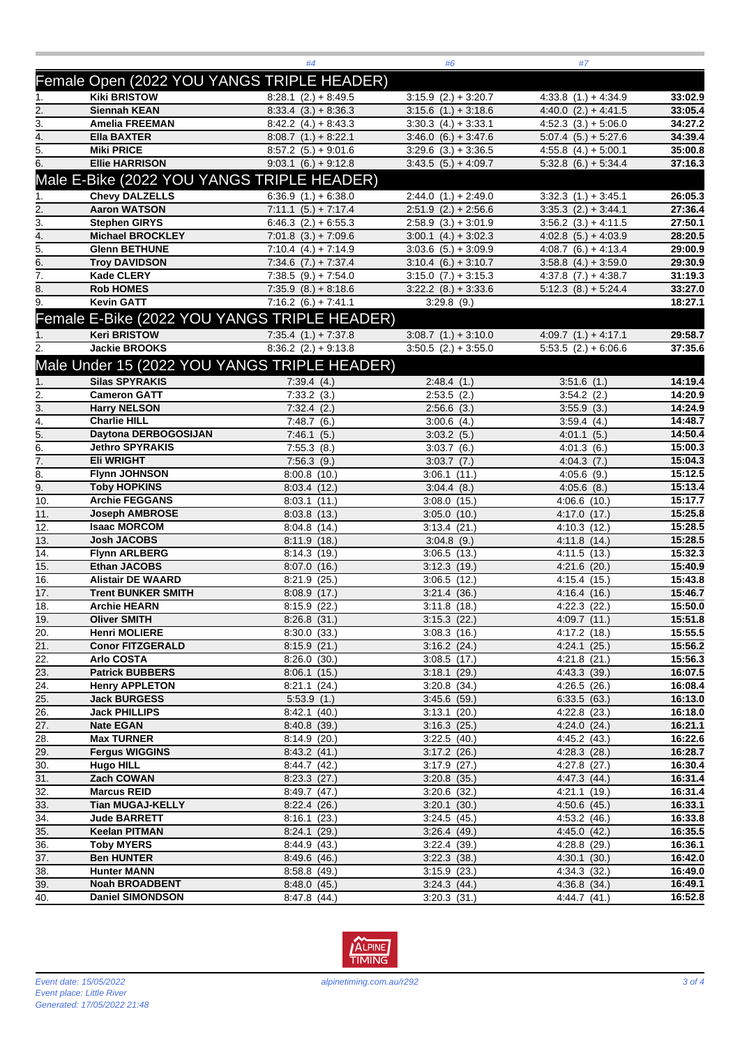| | | #4 | #6 | #7 | |
|---|---|---|---|---|---|

## Female Open (2022 YOU YANGS TRIPLE HEADER)

| | | #4 | #6 | #7 | |
|---|---|---|---|---|---|
| 1. | **Kiki BRISTOW** | 8:28.1 (2.) + 8:49.5 | 3:15.9 (2.) + 3:20.7 | 4:33.8 (1.) + 4:34.9 | **33:02.9** |
| 2. | **Siennah KEAN** | 8:33.4 (3.) + 8:36.3 | 3:15.6 (1.) + 3:18.6 | 4:40.0 (2.) + 4:41.5 | **33:05.4** |
| 3. | **Amelia FREEMAN** | 8:42.2 (4.) + 8:43.3 | 3:30.3 (4.) + 3:33.1 | 4:52.3 (3.) + 5:06.0 | **34:27.2** |
| 4. | **Ella BAXTER** | 8:08.7 (1.) + 8:22.1 | 3:46.0 (6.) + 3:47.6 | 5:07.4 (5.) + 5:27.6 | **34:39.4** |
| 5. | **Miki PRICE** | 8:57.2 (5.) + 9:01.6 | 3:29.6 (3.) + 3:36.5 | 4:55.8 (4.) + 5:00.1 | **35:00.8** |
| 6. | **Ellie HARRISON** | 9:03.1 (6.) + 9:12.8 | 3:43.5 (5.) + 4:09.7 | 5:32.8 (6.) + 5:34.4 | **37:16.3** |

## Male E-Bike (2022 YOU YANGS TRIPLE HEADER)

| | | #4 | #6 | #7 | |
|---|---|---|---|---|---|
| 1. | **Chevy DALZELLS** | 6:36.9 (1.) + 6:38.0 | 2:44.0 (1.) + 2:49.0 | 3:32.3 (1.) + 3:45.1 | **26:05.3** |
| 2. | **Aaron WATSON** | 7:11.1 (5.) + 7:17.4 | 2:51.9 (2.) + 2:56.6 | 3:35.3 (2.) + 3:44.1 | **27:36.4** |
| 3. | **Stephen GIRYS** | 6:46.3 (2.) + 6:55.3 | 2:58.9 (3.) + 3:01.9 | 3:56.2 (3.) + 4:11.5 | **27:50.1** |
| 4. | **Michael BROCKLEY** | 7:01.8 (3.) + 7:09.6 | 3:00.1 (4.) + 3:02.3 | 4:02.8 (5.) + 4:03.9 | **28:20.5** |
| 5. | **Glenn BETHUNE** | 7:10.4 (4.) + 7:14.9 | 3:03.6 (5.) + 3:09.9 | 4:08.7 (6.) + 4:13.4 | **29:00.9** |
| 6. | **Troy DAVIDSON** | 7:34.6 (7.) + 7:37.4 | 3:10.4 (6.) + 3:10.7 | 3:58.8 (4.) + 3:59.0 | **29:30.9** |
| 7. | **Kade CLERY** | 7:38.5 (9.) + 7:54.0 | 3:15.0 (7.) + 3:15.3 | 4:37.8 (7.) + 4:38.7 | **31:19.3** |
| 8. | **Rob HOMES** | 7:35.9 (8.) + 8:18.6 | 3:22.2 (8.) + 3:33.6 | 5:12.3 (8.) + 5:24.4 | **33:27.0** |
| 9. | **Kevin GATT** | 7:16.2 (6.) + 7:41.1 | 3:29.8 (9.) | | **18:27.1** |

## Female E-Bike (2022 YOU YANGS TRIPLE HEADER)

| | | #4 | #6 | #7 | |
|---|---|---|---|---|---|
| 1. | **Keri BRISTOW** | 7:35.4 (1.) + 7:37.8 | 3:08.7 (1.) + 3:10.0 | 4:09.7 (1.) + 4:17.1 | **29:58.7** |
| 2. | **Jackie BROOKS** | 8:36.2 (2.) + 9:13.8 | 3:50.5 (2.) + 3:55.0 | 5:53.5 (2.) + 6:06.6 | **37:35.6** |

## Male Under 15 (2022 YOU YANGS TRIPLE HEADER)

| | | #4 | #6 | #7 | |
|---|---|---|---|---|---|
| 1. | **Silas SPYRAKIS** | 7:39.4 (4.) | 2:48.4 (1.) | 3:51.6 (1.) | **14:19.4** |
| 2. | **Cameron GATT** | 7:33.2 (3.) | 2:53.5 (2.) | 3:54.2 (2.) | **14:20.9** |
| 3. | **Harry NELSON** | 7:32.4 (2.) | 2:56.6 (3.) | 3:55.9 (3.) | **14:24.9** |
| 4. | **Charlie HILL** | 7:48.7 (6.) | 3:00.6 (4.) | 3:59.4 (4.) | **14:48.7** |
| 5. | **Daytona DERBOGOSIJAN** | 7:46.1 (5.) | 3:03.2 (5.) | 4:01.1 (5.) | **14:50.4** |
| 6. | **Jethro SPYRAKIS** | 7:55.3 (8.) | 3:03.7 (6.) | 4:01.3 (6.) | **15:00.3** |
| 7. | **Eli WRIGHT** | 7:56.3 (9.) | 3:03.7 (7.) | 4:04.3 (7.) | **15:04.3** |
| 8. | **Flynn JOHNSON** | 8:00.8 (10.) | 3:06.1 (11.) | 4:05.6 (9.) | **15:12.5** |
| 9. | **Toby HOPKINS** | 8:03.4 (12.) | 3:04.4 (8.) | 4:05.6 (8.) | **15:13.4** |
| 10. | **Archie FEGGANS** | 8:03.1 (11.) | 3:08.0 (15.) | 4:06.6 (10.) | **15:17.7** |
| 11. | **Joseph AMBROSE** | 8:03.8 (13.) | 3:05.0 (10.) | 4:17.0 (17.) | **15:25.8** |
| 12. | **Isaac MORCOM** | 8:04.8 (14.) | 3:13.4 (21.) | 4:10.3 (12.) | **15:28.5** |
| 13. | **Josh JACOBS** | 8:11.9 (18.) | 3:04.8 (9.) | 4:11.8 (14.) | **15:28.5** |
| 14. | **Flynn ARLBERG** | 8:14.3 (19.) | 3:06.5 (13.) | 4:11.5 (13.) | **15:32.3** |
| 15. | **Ethan JACOBS** | 8:07.0 (16.) | 3:12.3 (19.) | 4:21.6 (20.) | **15:40.9** |
| 16. | **Alistair DE WAARD** | 8:21.9 (25.) | 3:06.5 (12.) | 4:15.4 (15.) | **15:43.8** |
| 17. | **Trent BUNKER SMITH** | 8:08.9 (17.) | 3:21.4 (36.) | 4:16.4 (16.) | **15:46.7** |
| 18. | **Archie HEARN** | 8:15.9 (22.) | 3:11.8 (18.) | 4:22.3 (22.) | **15:50.0** |
| 19. | **Oliver SMITH** | 8:26.8 (31.) | 3:15.3 (22.) | 4:09.7 (11.) | **15:51.8** |
| 20. | **Henri MOLIERE** | 8:30.0 (33.) | 3:08.3 (16.) | 4:17.2 (18.) | **15:55.5** |
| 21. | **Conor FITZGERALD** | 8:15.9 (21.) | 3:16.2 (24.) | 4:24.1 (25.) | **15:56.2** |
| 22. | **Arlo COSTA** | 8:26.0 (30.) | 3:08.5 (17.) | 4:21.8 (21.) | **15:56.3** |
| 23. | **Patrick BUBBERS** | 8:06.1 (15.) | 3:18.1 (29.) | 4:43.3 (39.) | **16:07.5** |
| 24. | **Henry APPLETON** | 8:21.1 (24.) | 3:20.8 (34.) | 4:26.5 (26.) | **16:08.4** |
| 25. | **Jack BURGESS** | 5:53.9 (1.) | 3:45.6 (59.) | 6:33.5 (63.) | **16:13.0** |
| 26. | **Jack PHILLIPS** | 8:42.1 (40.) | 3:13.1 (20.) | 4:22.8 (23.) | **16:18.0** |
| 27. | **Nate EGAN** | 8:40.8 (39.) | 3:16.3 (25.) | 4:24.0 (24.) | **16:21.1** |
| 28. | **Max TURNER** | 8:14.9 (20.) | 3:22.5 (40.) | 4:45.2 (43.) | **16:22.6** |
| 29. | **Fergus WIGGINS** | 8:43.2 (41.) | 3:17.2 (26.) | 4:28.3 (28.) | **16:28.7** |
| 30. | **Hugo HILL** | 8:44.7 (42.) | 3:17.9 (27.) | 4:27.8 (27.) | **16:30.4** |
| 31. | **Zach COWAN** | 8:23.3 (27.) | 3:20.8 (35.) | 4:47.3 (44.) | **16:31.4** |
| 32. | **Marcus REID** | 8:49.7 (47.) | 3:20.6 (32.) | 4:21.1 (19.) | **16:31.4** |
| 33. | **Tian MUGAJ-KELLY** | 8:22.4 (26.) | 3:20.1 (30.) | 4:50.6 (45.) | **16:33.1** |
| 34. | **Jude BARRETT** | 8:16.1 (23.) | 3:24.5 (45.) | 4:53.2 (46.) | **16:33.8** |
| 35. | **Keelan PITMAN** | 8:24.1 (29.) | 3:26.4 (49.) | 4:45.0 (42.) | **16:35.5** |
| 36. | **Toby MYERS** | 8:44.9 (43.) | 3:22.4 (39.) | 4:28.8 (29.) | **16:36.1** |
| 37. | **Ben HUNTER** | 8:49.6 (46.) | 3:22.3 (38.) | 4:30.1 (30.) | **16:42.0** |
| 38. | **Hunter MANN** | 8:58.8 (49.) | 3:15.9 (23.) | 4:34.3 (32.) | **16:49.0** |
| 39. | **Noah BROADBENT** | 8:48.0 (45.) | 3:24.3 (44.) | 4:36.8 (34.) | **16:49.1** |
| 40. | **Daniel SIMONDSON** | 8:47.8 (44.) | 3:20.3 (31.) | 4:44.7 (41.) | **16:52.8** |

ALPINE TIMING

*Event date: 15/05/2022*
*Event place: Little River*
*Generated: 17/05/2022 21:48*

*alpinetiming.com.au/r292*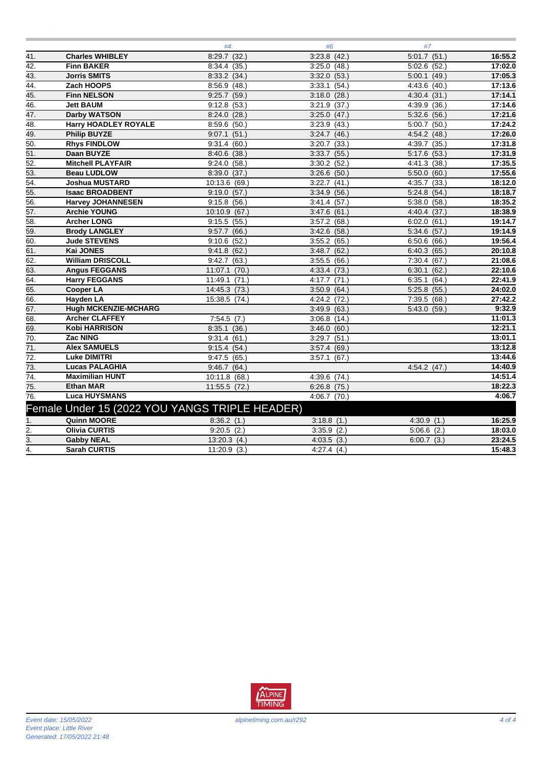| | | #4 | #6 | #7 | |
|---|---|---|---|---|---|
| 41. | **Charles WHIBLEY** | 8:29.7 (32.) | 3:23.8 (42.) | 5:01.7 (51.) | **16:55.2** |
| 42. | **Finn BAKER** | 8:34.4 (35.) | 3:25.0 (48.) | 5:02.6 (52.) | **17:02.0** |
| 43. | **Jorris SMITS** | 8:33.2 (34.) | 3:32.0 (53.) | 5:00.1 (49.) | **17:05.3** |
| 44. | **Zach HOOPS** | 8:56.9 (48.) | 3:33.1 (54.) | 4:43.6 (40.) | **17:13.6** |
| 45. | **Finn NELSON** | 9:25.7 (59.) | 3:18.0 (28.) | 4:30.4 (31.) | **17:14.1** |
| 46. | **Jett BAUM** | 9:12.8 (53.) | 3:21.9 (37.) | 4:39.9 (36.) | **17:14.6** |
| 47. | **Darby WATSON** | 8:24.0 (28.) | 3:25.0 (47.) | 5:32.6 (56.) | **17:21.6** |
| 48. | **Harry HOADLEY ROYALE** | 8:59.6 (50.) | 3:23.9 (43.) | 5:00.7 (50.) | **17:24.2** |
| 49. | **Philip BUYZE** | 9:07.1 (51.) | 3:24.7 (46.) | 4:54.2 (48.) | **17:26.0** |
| 50. | **Rhys FINDLOW** | 9:31.4 (60.) | 3:20.7 (33.) | 4:39.7 (35.) | **17:31.8** |
| 51. | **Daan BUYZE** | 8:40.6 (38.) | 3:33.7 (55.) | 5:17.6 (53.) | **17:31.9** |
| 52. | **Mitchell PLAYFAIR** | 9:24.0 (58.) | 3:30.2 (52.) | 4:41.3 (38.) | **17:35.5** |
| 53. | **Beau LUDLOW** | 8:39.0 (37.) | 3:26.6 (50.) | 5:50.0 (60.) | **17:55.6** |
| 54. | **Joshua MUSTARD** | 10:13.6 (69.) | 3:22.7 (41.) | 4:35.7 (33.) | **18:12.0** |
| 55. | **Isaac BROADBENT** | 9:19.0 (57.) | 3:34.9 (56.) | 5:24.8 (54.) | **18:18.7** |
| 56. | **Harvey JOHANNESEN** | 9:15.8 (56.) | 3:41.4 (57.) | 5:38.0 (58.) | **18:35.2** |
| 57. | **Archie YOUNG** | 10:10.9 (67.) | 3:47.6 (61.) | 4:40.4 (37.) | **18:38.9** |
| 58. | **Archer LONG** | 9:15.5 (55.) | 3:57.2 (68.) | 6:02.0 (61.) | **19:14.7** |
| 59. | **Brody LANGLEY** | 9:57.7 (66.) | 3:42.6 (58.) | 5:34.6 (57.) | **19:14.9** |
| 60. | **Jude STEVENS** | 9:10.6 (52.) | 3:55.2 (65.) | 6:50.6 (66.) | **19:56.4** |
| 61. | **Kai JONES** | 9:41.8 (62.) | 3:48.7 (62.) | 6:40.3 (65.) | **20:10.8** |
| 62. | **William DRISCOLL** | 9:42.7 (63.) | 3:55.5 (66.) | 7:30.4 (67.) | **21:08.6** |
| 63. | **Angus FEGGANS** | 11:07.1 (70.) | 4:33.4 (73.) | 6:30.1 (62.) | **22:10.6** |
| 64. | **Harry FEGGANS** | 11:49.1 (71.) | 4:17.7 (71.) | 6:35.1 (64.) | **22:41.9** |
| 65. | **Cooper LA** | 14:45.3 (73.) | 3:50.9 (64.) | 5:25.8 (55.) | **24:02.0** |
| 66. | **Hayden LA** | 15:38.5 (74.) | 4:24.2 (72.) | 7:39.5 (68.) | **27:42.2** |
| 67. | **Hugh MCKENZIE-MCHARG** | | 3:49.9 (63.) | 5:43.0 (59.) | **9:32.9** |
| 68. | **Archer CLAFFEY** | 7:54.5 (7.) | 3:06.8 (14.) | | **11:01.3** |
| 69. | **Kobi HARRISON** | 8:35.1 (36.) | 3:46.0 (60.) | | **12:21.1** |
| 70. | **Zac NING** | 9:31.4 (61.) | 3:29.7 (51.) | | **13:01.1** |
| 71. | **Alex SAMUELS** | 9:15.4 (54.) | 3:57.4 (69.) | | **13:12.8** |
| 72. | **Luke DIMITRI** | 9:47.5 (65.) | 3:57.1 (67.) | | **13:44.6** |
| 73. | **Lucas PALAGHIA** | 9:46.7 (64.) | | 4:54.2 (47.) | **14:40.9** |
| 74. | **Maximilian HUNT** | 10:11.8 (68.) | 4:39.6 (74.) | | **14:51.4** |
| 75. | **Ethan MAR** | 11:55.5 (72.) | 6:26.8 (75.) | | **18:22.3** |
| 76. | **Luca HUYSMANS** | | 4:06.7 (70.) | | **4:06.7** |

## Female Under 15 (2022 YOU YANGS TRIPLE HEADER)

| | | | | | |
|---|---|---|---|---|---|
| 1. | **Quinn MOORE** | 8:36.2 (1.) | 3:18.8 (1.) | 4:30.9 (1.) | **16:25.9** |
| 2. | **Olivia CURTIS** | 9:20.5 (2.) | 3:35.9 (2.) | 5:06.6 (2.) | **18:03.0** |
| 3. | **Gabby NEAL** | 13:20.3 (4.) | 4:03.5 (3.) | 6:00.7 (3.) | **23:24.5** |
| 4. | **Sarah CURTIS** | 11:20.9 (3.) | 4:27.4 (4.) | | **15:48.3** |

*Event date: 15/05/2022*
*Event place: Little River*
*Generated: 17/05/2022 21:48*

alpinetiming.com.au/r292